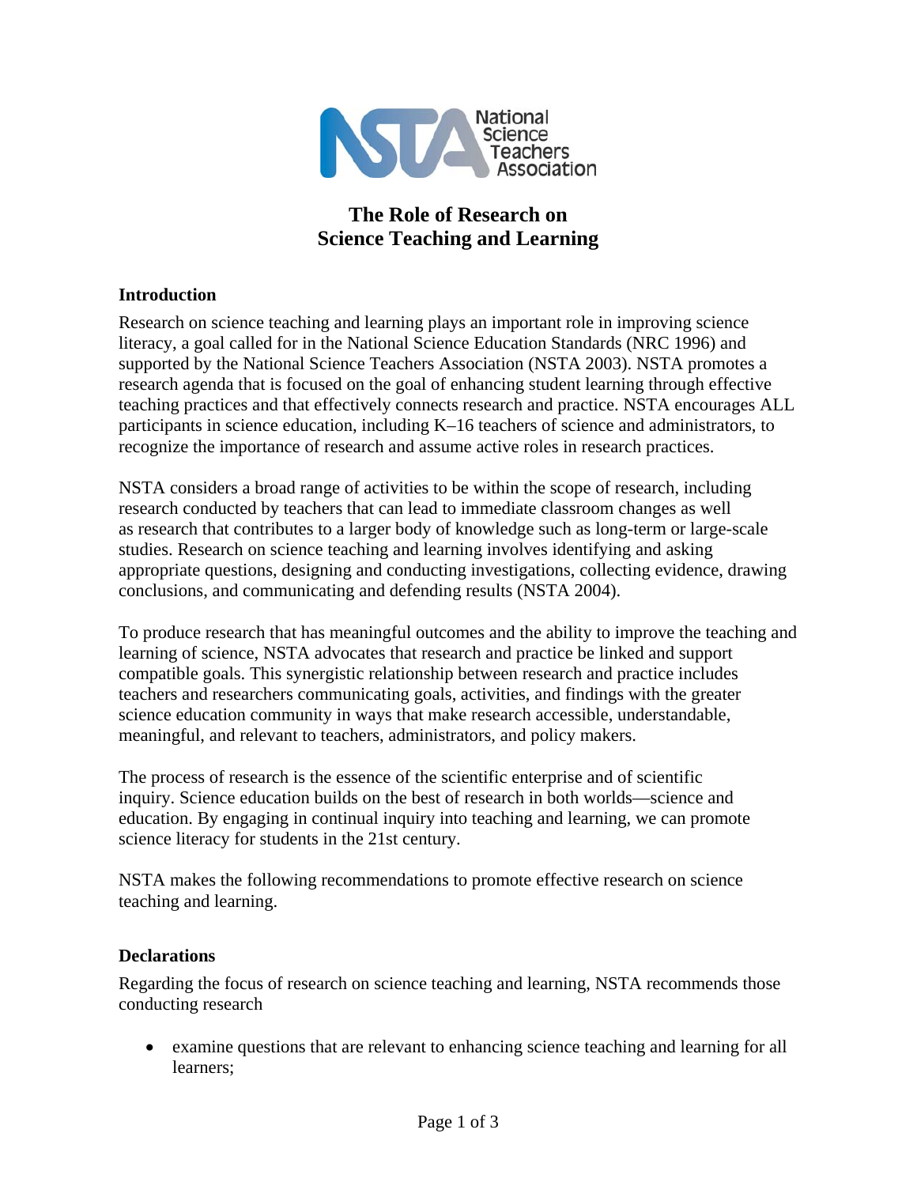# The Role of Research on Science Teaching and Learning

## Introduction

Research on science teaching and learning plays an important role in improving science literacy, a goal called for in the National Science Education Standards (NRC 1996) and supported by the National Science Teachers Association (NSTA 2003). NSTA promotes a research agenda that is focused on the goal of enhancing student learning through effective teaching practices and that effectively connects research and practice. NSTA encourages ALL participants in science education, including K–16 teachers of science and administrators, to recognize the importance of research and assume active roles in research practices.

NSTA considers a broad range of activities to be within the scope of research, including research conducted by teachers that can lead to immediate classroom changes as well as research that contributes to a larger body of knowledge such as long-term or large-scale studies. Research on science teaching and learning involves identifying and asking appropriate questions, designing and conducting investigations, collecting evidence, drawing conclusions, and communicating and defending results (NSTA 2004).

To produce research that has meaningful outcomes and the ability to improve the teaching and learning of science, NSTA advocates that research and practice be linked and support compatible goals. This synergistic relationship between research and practice includes teachers and researchers communicating goals, activities, and findings with the greater science education community in ways that make research accessible, understandable, meaningful, and relevant to teachers, administrators, and policy makers.

The process of research is the essence of the scientific enterprise and of scientific inquiry. Science education builds on the best of research in both worlds—science and education. By engaging in continual inquiry into teaching and learning, we can promote science literacy for students in the 21st century.

NSTA makes the following recommendations to promote effective research on science teaching and learning.

## Declarations

Regarding the focus of research on science teaching and learning, NSTA recommends those conducting research

- examine questions that are relevant to enhancing science teaching and learning for all learners;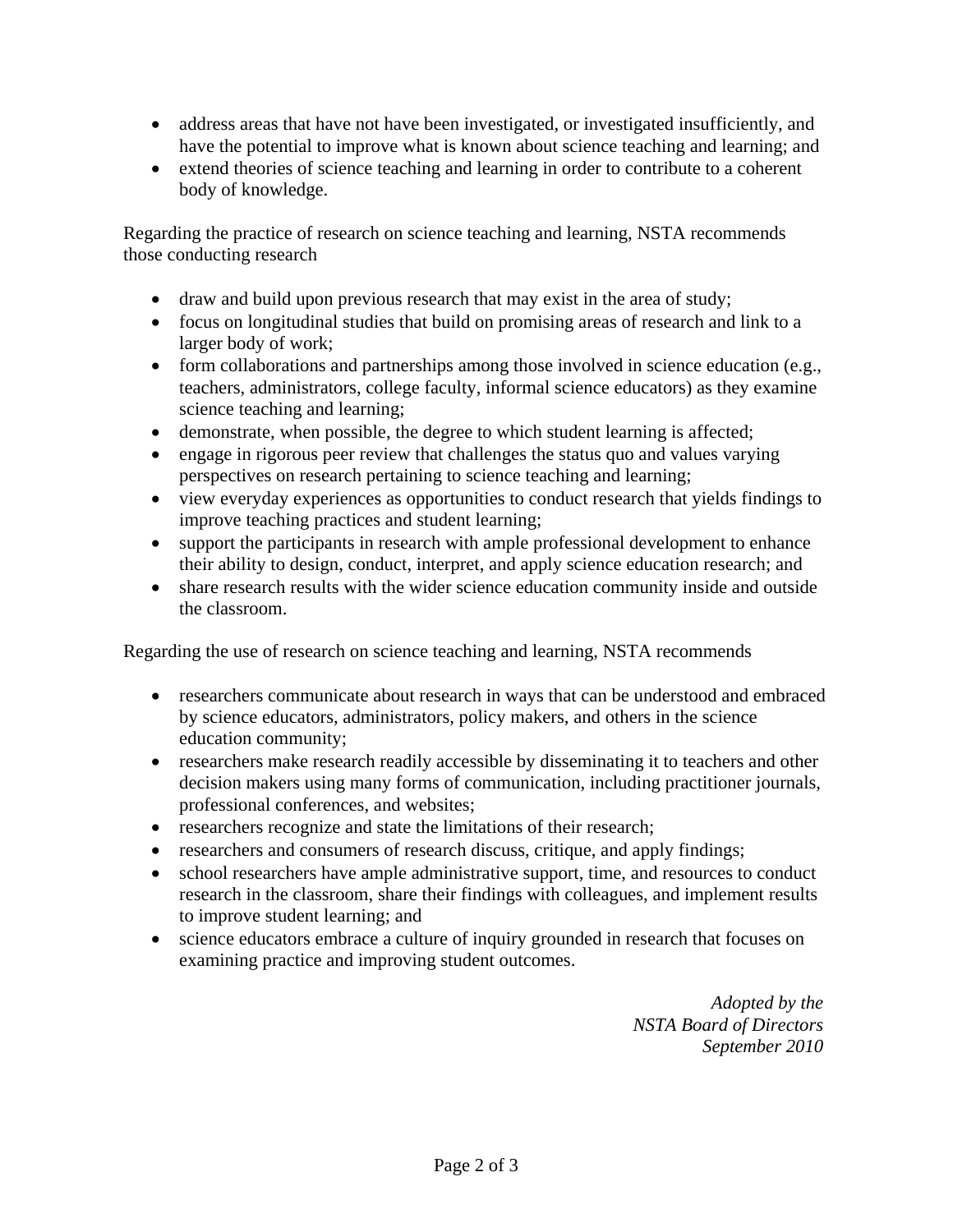- address areas that have not have been investigated, or investigated insufficiently, and have the potential to improve what is known about science teaching and learning; and
- extend theories of science teaching and learning in order to contribute to a coherent body of knowledge.

Regarding the practice of research on science teaching and learning, NSTA recommends those conducting research

- draw and build upon previous research that may exist in the area of study;
- focus on longitudinal studies that build on promising areas of research and link to a larger body of work;
- form collaborations and partnerships among those involved in science education (e.g., teachers, administrators, college faculty, informal science educators) as they examine science teaching and learning;
- demonstrate, when possible, the degree to which student learning is affected;
- engage in rigorous peer review that challenges the status quo and values varying perspectives on research pertaining to science teaching and learning;
- view everyday experiences as opportunities to conduct research that yields findings to improve teaching practices and student learning;
- support the participants in research with ample professional development to enhance their ability to design, conduct, interpret, and apply science education research; and
- share research results with the wider science education community inside and outside the classroom.

Regarding the use of research on science teaching and learning, NSTA recommends

- researchers communicate about research in ways that can be understood and embraced by science educators, administrators, policy makers, and others in the science education community;
- researchers make research readily accessible by disseminating it to teachers and other decision makers using many forms of communication, including practitioner journals, professional conferences, and websites;
- researchers recognize and state the limitations of their research;
- researchers and consumers of research discuss, critique, and apply findings;
- school researchers have ample administrative support, time, and resources to conduct research in the classroom, share their findings with colleagues, and implement results to improve student learning; and
- science educators embrace a culture of inquiry grounded in research that focuses on examining practice and improving student outcomes.

*Adopted by the*
*NSTA Board of Directors*
*September 2010*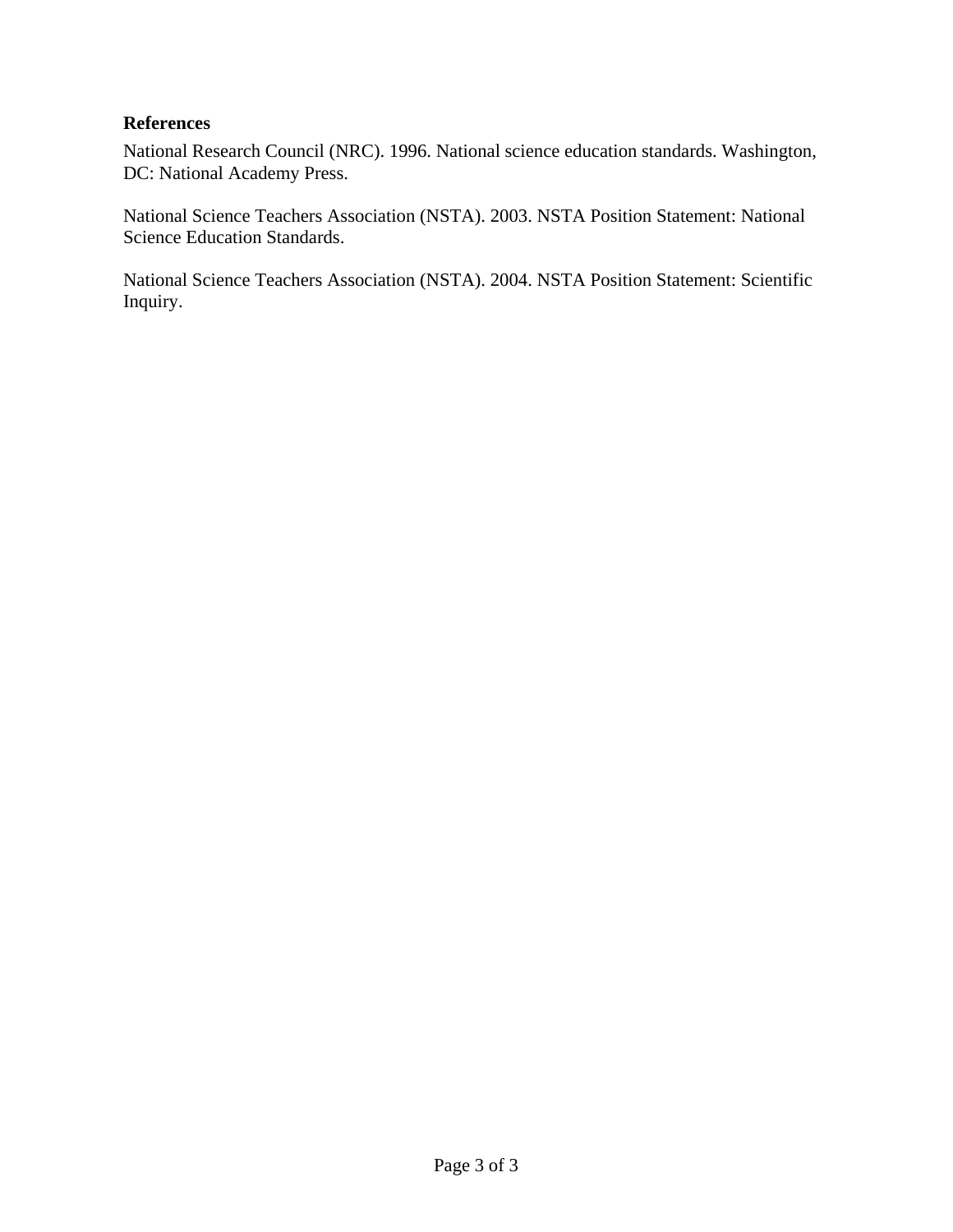**References**

National Research Council (NRC). 1996. National science education standards. Washington, DC: National Academy Press.

National Science Teachers Association (NSTA). 2003. NSTA Position Statement: National Science Education Standards.

National Science Teachers Association (NSTA). 2004. NSTA Position Statement: Scientific Inquiry.